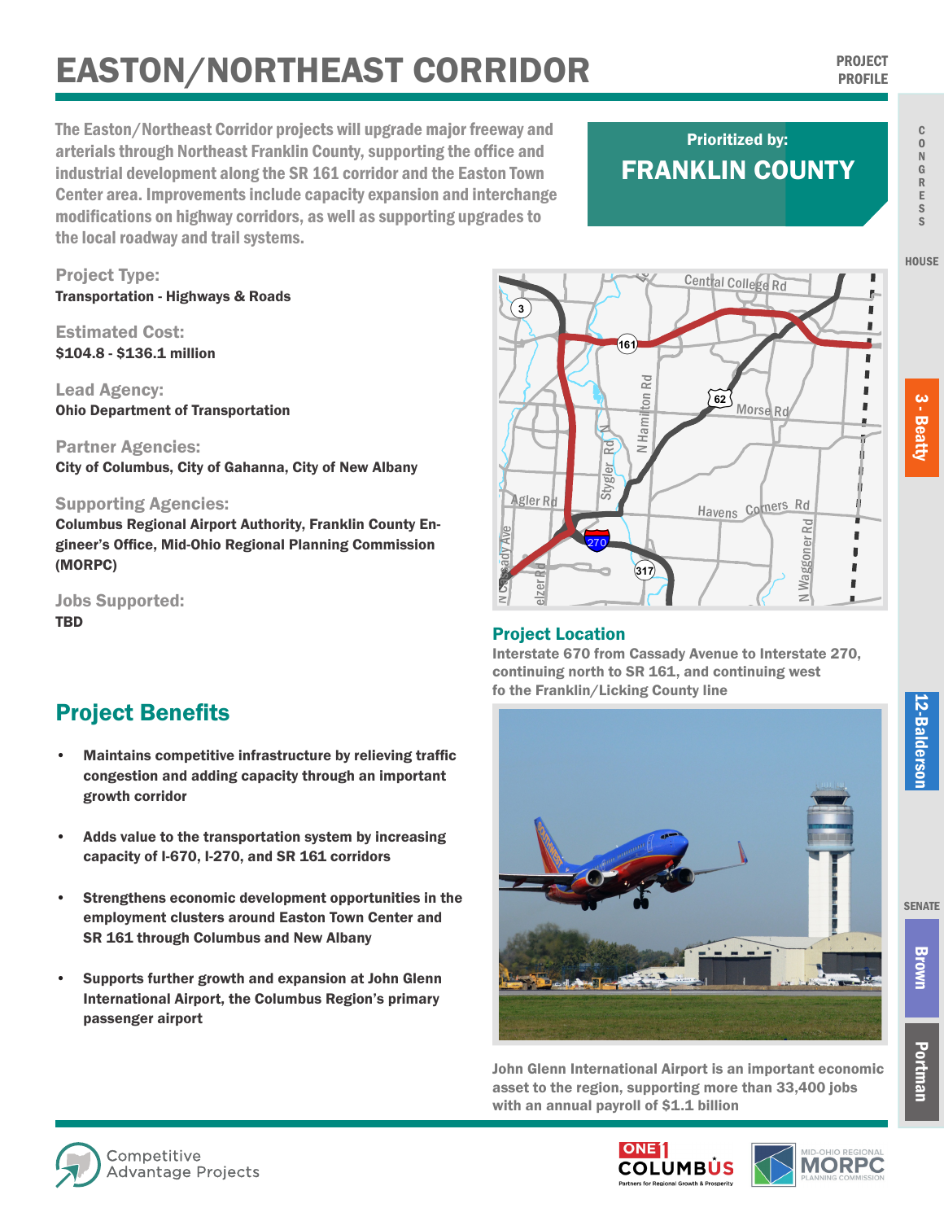# EASTON/NORTHEAST CORRIDOR

PROJECT PROFILE

The Easton/Northeast Corridor projects will upgrade major freeway and arterials through Northeast Franklin County, supporting the office and industrial development along the SR 161 corridor and the Easton Town Center area. Improvements include capacity expansion and interchange modifications on highway corridors, as well as supporting upgrades to the local roadway and trail systems.

**Prioritized by:**
**FRANKLIN COUNTY**

CONGRESS

HOUSE

3 - Beatty

12-Balderson

SENATE

Brown

Portman

**Project Type:**
Transportation - Highways & Roads

**Estimated Cost:**
$104.8 - $136.1 million

**Lead Agency:**
Ohio Department of Transportation

**Partner Agencies:**
City of Columbus, City of Gahanna, City of New Albany

**Supporting Agencies:**
Columbus Regional Airport Authority, Franklin County Engineer's Office, Mid-Ohio Regional Planning Commission (MORPC)

**Jobs Supported:**
TBD

## Project Location

Interstate 670 from Cassady Avenue to Interstate 270, continuing north to SR 161, and continuing west fo the Franklin/Licking County line

## Project Benefits

- Maintains competitive infrastructure by relieving traffic congestion and adding capacity through an important growth corridor
- Adds value to the transportation system by increasing capacity of I-670, I-270, and SR 161 corridors
- Strengthens economic development opportunities in the employment clusters around Easton Town Center and SR 161 through Columbus and New Albany
- Supports further growth and expansion at John Glenn International Airport, the Columbus Region's primary passenger airport

John Glenn International Airport is an important economic asset to the region, supporting more than 33,400 jobs with an annual payroll of $1.1 billion

Competitive Advantage Projects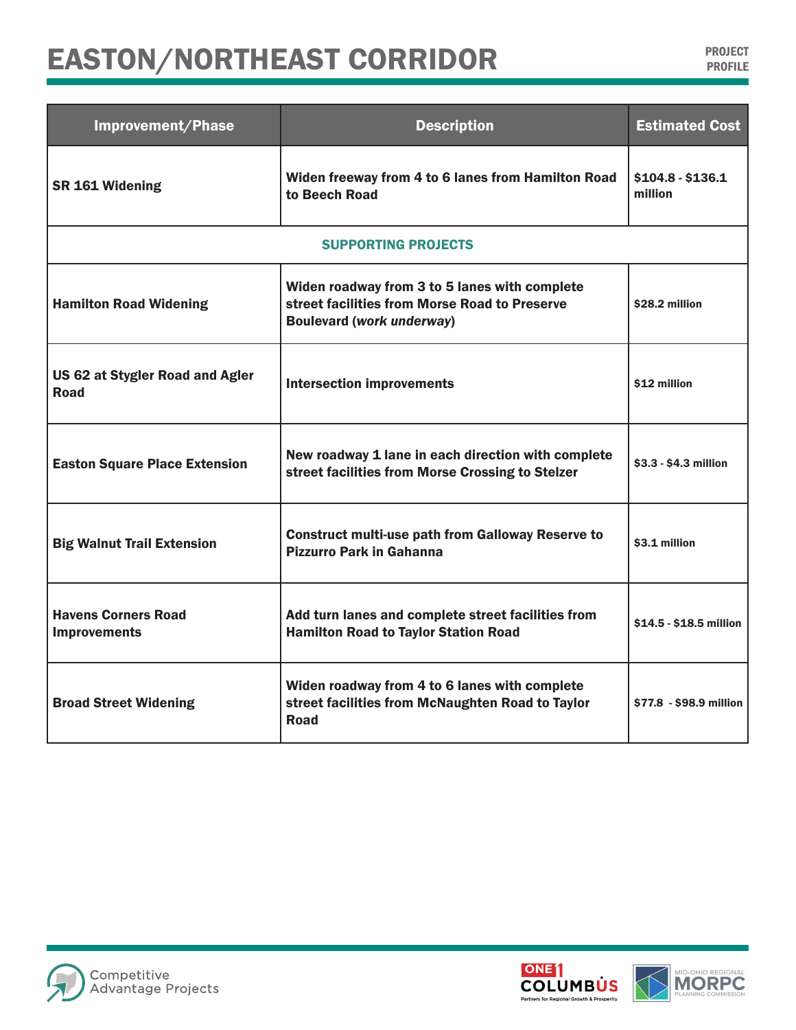# EASTON/NORTHEAST CORRIDOR

PROJECT PROFILE

| Improvement/Phase | Description | Estimated Cost |
|---|---|---|
| **SR 161 Widening** | **Widen freeway from 4 to 6 lanes from Hamilton Road to Beech Road** | **$104.8 - $136.1 million** |
| **SUPPORTING PROJECTS** | | |
| **Hamilton Road Widening** | **Widen roadway from 3 to 5 lanes with complete street facilities from Morse Road to Preserve Boulevard (*work underway*)** | **$28.2 million** |
| **US 62 at Stygler Road and Agler Road** | **Intersection improvements** | **$12 million** |
| **Easton Square Place Extension** | **New roadway 1 lane in each direction with complete street facilities from Morse Crossing to Stelzer** | **$3.3 - $4.3 million** |
| **Big Walnut Trail Extension** | **Construct multi-use path from Galloway Reserve to Pizzurro Park in Gahanna** | **$3.1 million** |
| **Havens Corners Road Improvements** | **Add turn lanes and complete street facilities from Hamilton Road to Taylor Station Road** | **$14.5 - $18.5 million** |
| **Broad Street Widening** | **Widen roadway from 4 to 6 lanes with complete street facilities from McNaughten Road to Taylor Road** | **$77.8 - $98.9 million** |

Competitive Advantage Projects

ONE COLUMBUS Partners for Regional Growth & Prosperity

MID-OHIO REGIONAL MORPC PLANNING COMMISSION